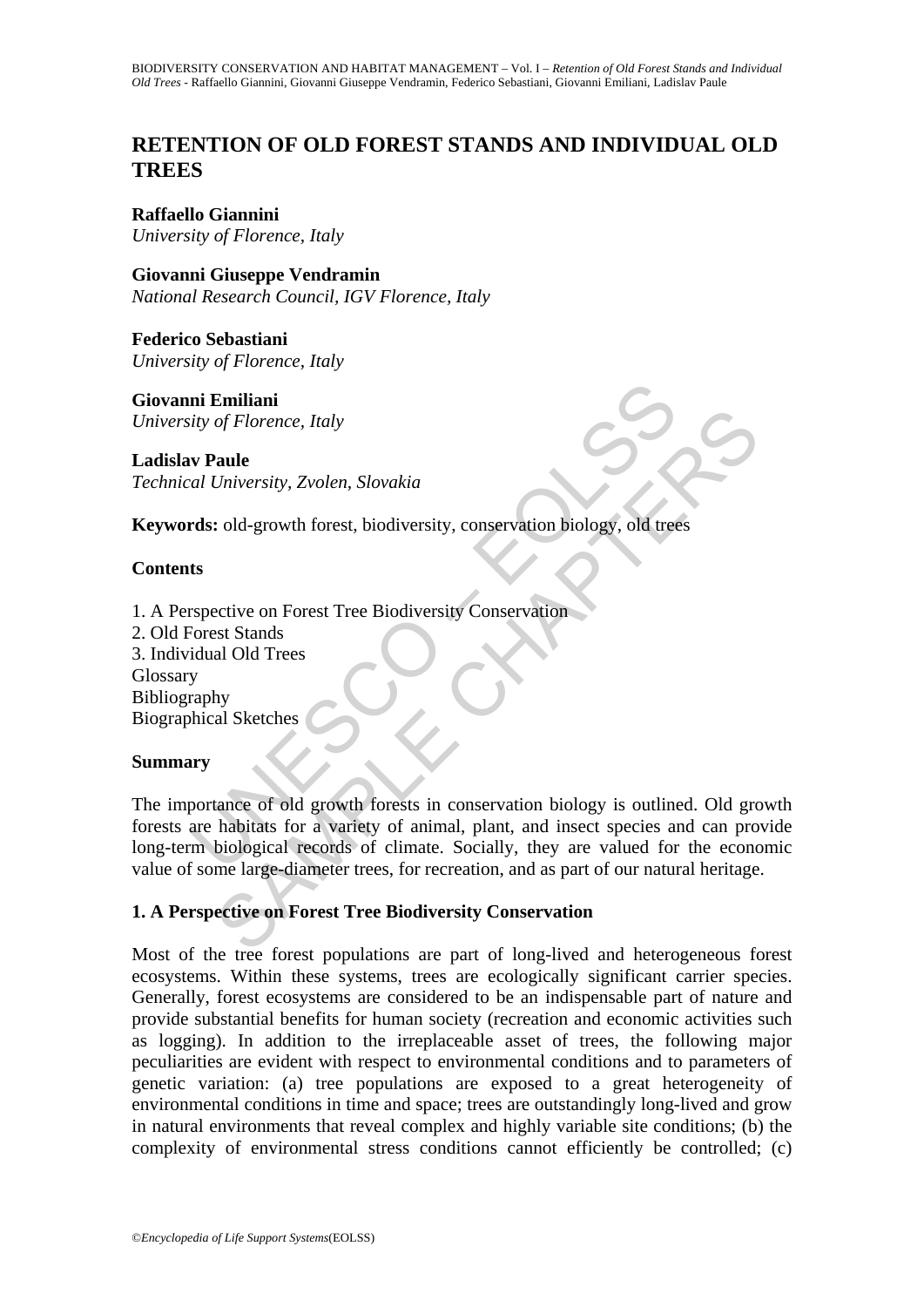# RETENTION OF OLD FOREST STANDS AND INDIVIDUAL OLD TREES

**Raffaello Giannini**
*University of Florence, Italy*

**Giovanni Giuseppe Vendramin**
*National Research Council, IGV Florence, Italy*

**Federico Sebastiani**
*University of Florence, Italy*

**Giovanni Emiliani**
*University of Florence, Italy*

**Ladislav Paule**
*Technical University, Zvolen, Slovakia*

**Keywords:** old-growth forest, biodiversity, conservation biology, old trees

## Contents

1. A Perspective on Forest Tree Biodiversity Conservation
2. Old Forest Stands
3. Individual Old Trees

Glossary
Bibliography
Biographical Sketches

## Summary

The importance of old growth forests in conservation biology is outlined. Old growth forests are habitats for a variety of animal, plant, and insect species and can provide long-term biological records of climate. Socially, they are valued for the economic value of some large-diameter trees, for recreation, and as part of our natural heritage.

## 1. A Perspective on Forest Tree Biodiversity Conservation

Most of the tree forest populations are part of long-lived and heterogeneous forest ecosystems. Within these systems, trees are ecologically significant carrier species. Generally, forest ecosystems are considered to be an indispensable part of nature and provide substantial benefits for human society (recreation and economic activities such as logging). In addition to the irreplaceable asset of trees, the following major peculiarities are evident with respect to environmental conditions and to parameters of genetic variation: (a) tree populations are exposed to a great heterogeneity of environmental conditions in time and space; trees are outstandingly long-lived and grow in natural environments that reveal complex and highly variable site conditions; (b) the complexity of environmental stress conditions cannot efficiently be controlled; (c)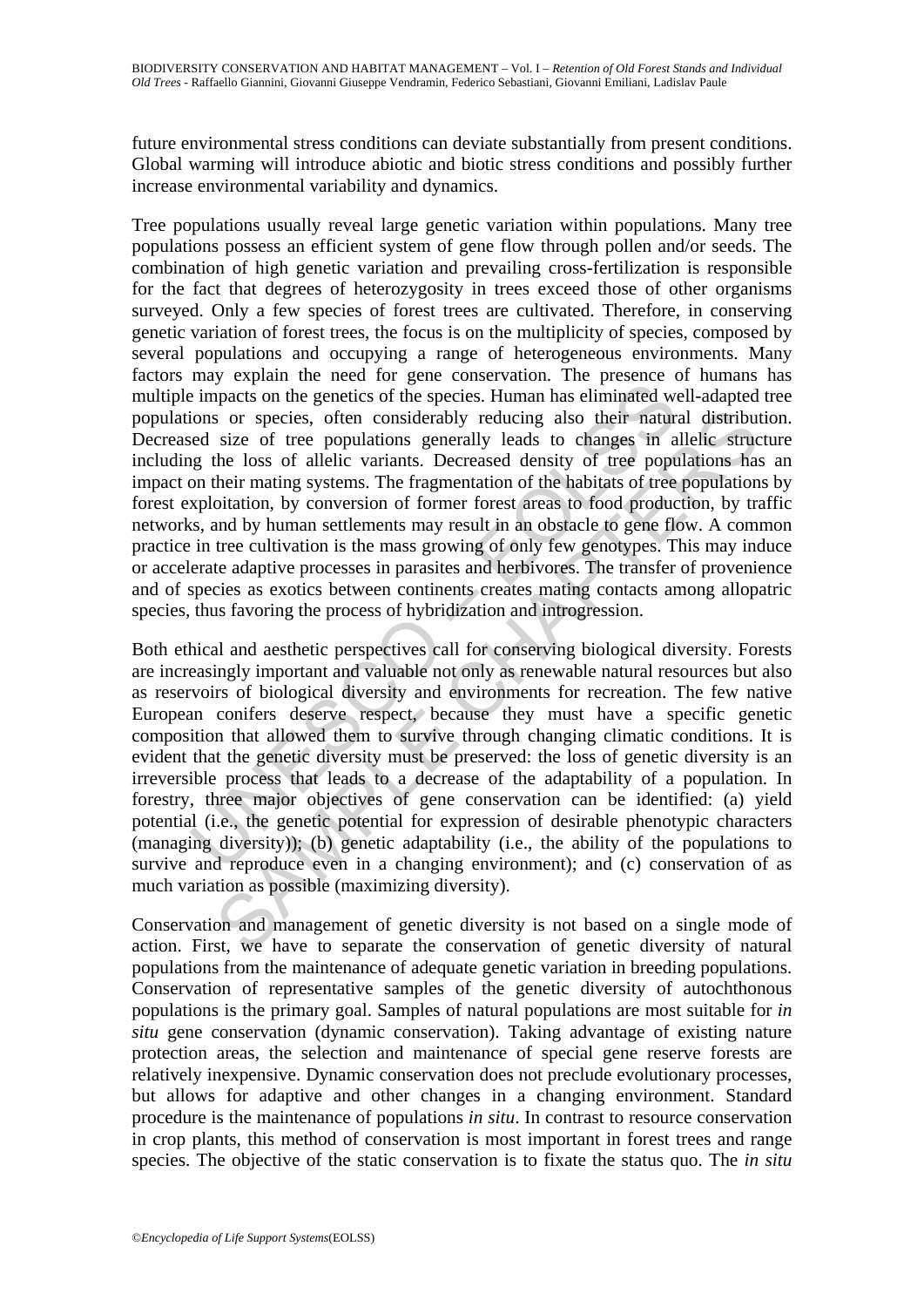future environmental stress conditions can deviate substantially from present conditions. Global warming will introduce abiotic and biotic stress conditions and possibly further increase environmental variability and dynamics.

Tree populations usually reveal large genetic variation within populations. Many tree populations possess an efficient system of gene flow through pollen and/or seeds. The combination of high genetic variation and prevailing cross-fertilization is responsible for the fact that degrees of heterozygosity in trees exceed those of other organisms surveyed. Only a few species of forest trees are cultivated. Therefore, in conserving genetic variation of forest trees, the focus is on the multiplicity of species, composed by several populations and occupying a range of heterogeneous environments. Many factors may explain the need for gene conservation. The presence of humans has multiple impacts on the genetics of the species. Human has eliminated well-adapted tree populations or species, often considerably reducing also their natural distribution. Decreased size of tree populations generally leads to changes in allelic structure including the loss of allelic variants. Decreased density of tree populations has an impact on their mating systems. The fragmentation of the habitats of tree populations by forest exploitation, by conversion of former forest areas to food production, by traffic networks, and by human settlements may result in an obstacle to gene flow. A common practice in tree cultivation is the mass growing of only few genotypes. This may induce or accelerate adaptive processes in parasites and herbivores. The transfer of provenience and of species as exotics between continents creates mating contacts among allopatric species, thus favoring the process of hybridization and introgression.

Both ethical and aesthetic perspectives call for conserving biological diversity. Forests are increasingly important and valuable not only as renewable natural resources but also as reservoirs of biological diversity and environments for recreation. The few native European conifers deserve respect, because they must have a specific genetic composition that allowed them to survive through changing climatic conditions. It is evident that the genetic diversity must be preserved: the loss of genetic diversity is an irreversible process that leads to a decrease of the adaptability of a population. In forestry, three major objectives of gene conservation can be identified: (a) yield potential (i.e., the genetic potential for expression of desirable phenotypic characters (managing diversity)); (b) genetic adaptability (i.e., the ability of the populations to survive and reproduce even in a changing environment); and (c) conservation of as much variation as possible (maximizing diversity).

Conservation and management of genetic diversity is not based on a single mode of action. First, we have to separate the conservation of genetic diversity of natural populations from the maintenance of adequate genetic variation in breeding populations. Conservation of representative samples of the genetic diversity of autochthonous populations is the primary goal. Samples of natural populations are most suitable for *in situ* gene conservation (dynamic conservation). Taking advantage of existing nature protection areas, the selection and maintenance of special gene reserve forests are relatively inexpensive. Dynamic conservation does not preclude evolutionary processes, but allows for adaptive and other changes in a changing environment. Standard procedure is the maintenance of populations *in situ*. In contrast to resource conservation in crop plants, this method of conservation is most important in forest trees and range species. The objective of the static conservation is to fixate the status quo. The *in situ*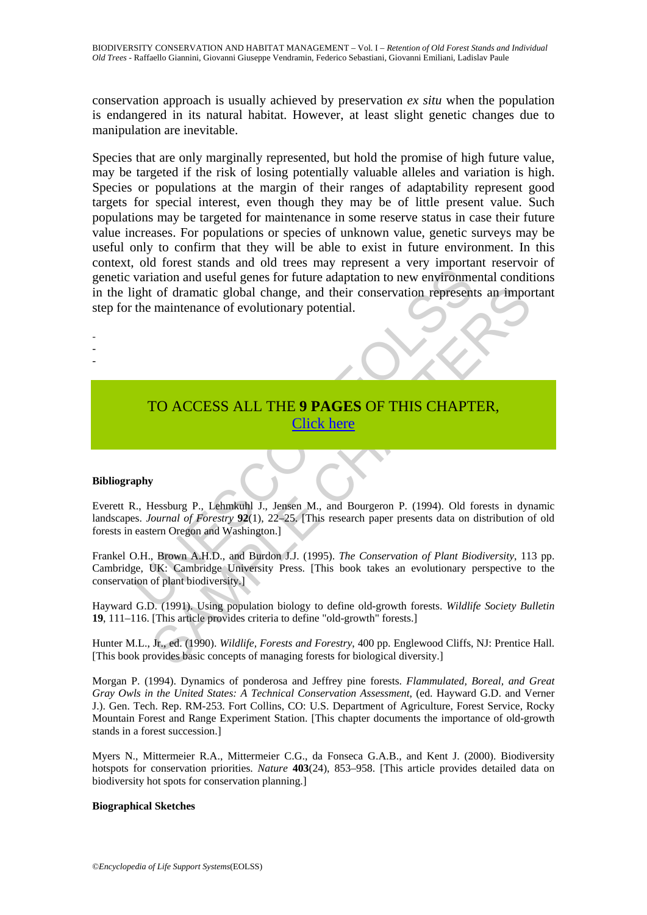conservation approach is usually achieved by preservation *ex situ* when the population is endangered in its natural habitat. However, at least slight genetic changes due to manipulation are inevitable.

Species that are only marginally represented, but hold the promise of high future value, may be targeted if the risk of losing potentially valuable alleles and variation is high. Species or populations at the margin of their ranges of adaptability represent good targets for special interest, even though they may be of little present value. Such populations may be targeted for maintenance in some reserve status in case their future value increases. For populations or species of unknown value, genetic surveys may be useful only to confirm that they will be able to exist in future environment. In this context, old forest stands and old trees may represent a very important reservoir of genetic variation and useful genes for future adaptation to new environmental conditions in the light of dramatic global change, and their conservation represents an important step for the maintenance of evolutionary potential.

-
-
-

TO ACCESS ALL THE **9 PAGES** OF THIS CHAPTER,
Click here

**Bibliography**

Everett R., Hessburg P., Lehmkuhl J., Jensen M., and Bourgeron P. (1994). Old forests in dynamic landscapes. *Journal of Forestry* **92**(1), 22–25. [This research paper presents data on distribution of old forests in eastern Oregon and Washington.]

Frankel O.H., Brown A.H.D., and Burdon J.J. (1995). *The Conservation of Plant Biodiversity*, 113 pp. Cambridge, UK: Cambridge University Press. [This book takes an evolutionary perspective to the conservation of plant biodiversity.]

Hayward G.D. (1991). Using population biology to define old-growth forests. *Wildlife Society Bulletin* **19**, 111–116. [This article provides criteria to define "old-growth" forests.]

Hunter M.L., Jr., ed. (1990). *Wildlife, Forests and Forestry*, 400 pp. Englewood Cliffs, NJ: Prentice Hall. [This book provides basic concepts of managing forests for biological diversity.]

Morgan P. (1994). Dynamics of ponderosa and Jeffrey pine forests. *Flammulated, Boreal, and Great Gray Owls in the United States: A Technical Conservation Assessment*, (ed. Hayward G.D. and Verner J.). Gen. Tech. Rep. RM-253. Fort Collins, CO: U.S. Department of Agriculture, Forest Service, Rocky Mountain Forest and Range Experiment Station. [This chapter documents the importance of old-growth stands in a forest succession.]

Myers N., Mittermeier R.A., Mittermeier C.G., da Fonseca G.A.B., and Kent J. (2000). Biodiversity hotspots for conservation priorities. *Nature* **403**(24), 853–958. [This article provides detailed data on biodiversity hot spots for conservation planning.]

**Biographical Sketches**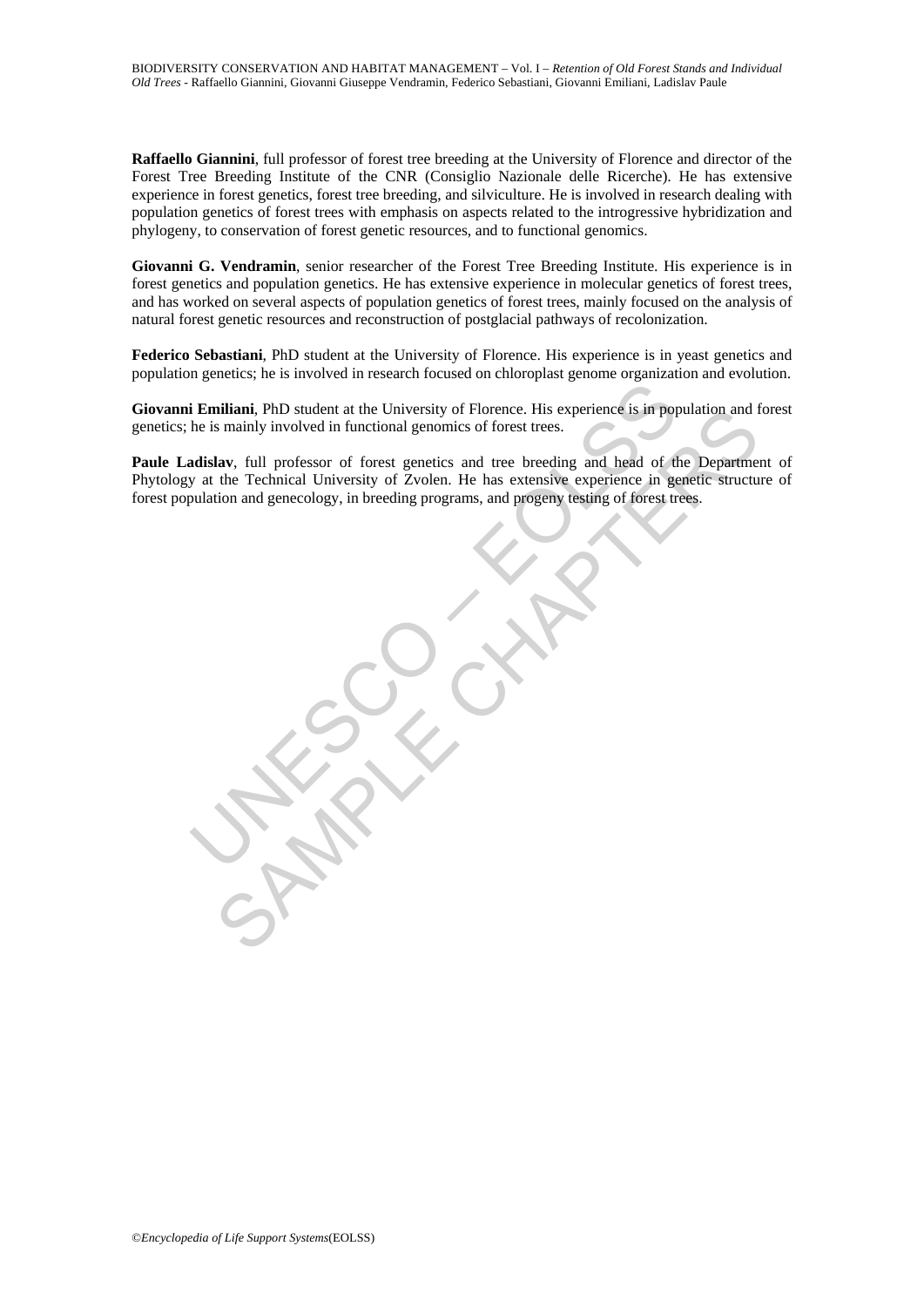**Raffaello Giannini**, full professor of forest tree breeding at the University of Florence and director of the Forest Tree Breeding Institute of the CNR (Consiglio Nazionale delle Ricerche). He has extensive experience in forest genetics, forest tree breeding, and silviculture. He is involved in research dealing with population genetics of forest trees with emphasis on aspects related to the introgressive hybridization and phylogeny, to conservation of forest genetic resources, and to functional genomics.

**Giovanni G. Vendramin**, senior researcher of the Forest Tree Breeding Institute. His experience is in forest genetics and population genetics. He has extensive experience in molecular genetics of forest trees, and has worked on several aspects of population genetics of forest trees, mainly focused on the analysis of natural forest genetic resources and reconstruction of postglacial pathways of recolonization.

**Federico Sebastiani**, PhD student at the University of Florence. His experience is in yeast genetics and population genetics; he is involved in research focused on chloroplast genome organization and evolution.

**Giovanni Emiliani**, PhD student at the University of Florence. His experience is in population and forest genetics; he is mainly involved in functional genomics of forest trees.

**Paule Ladislav**, full professor of forest genetics and tree breeding and head of the Department of Phytology at the Technical University of Zvolen. He has extensive experience in genetic structure of forest population and genecology, in breeding programs, and progeny testing of forest trees.